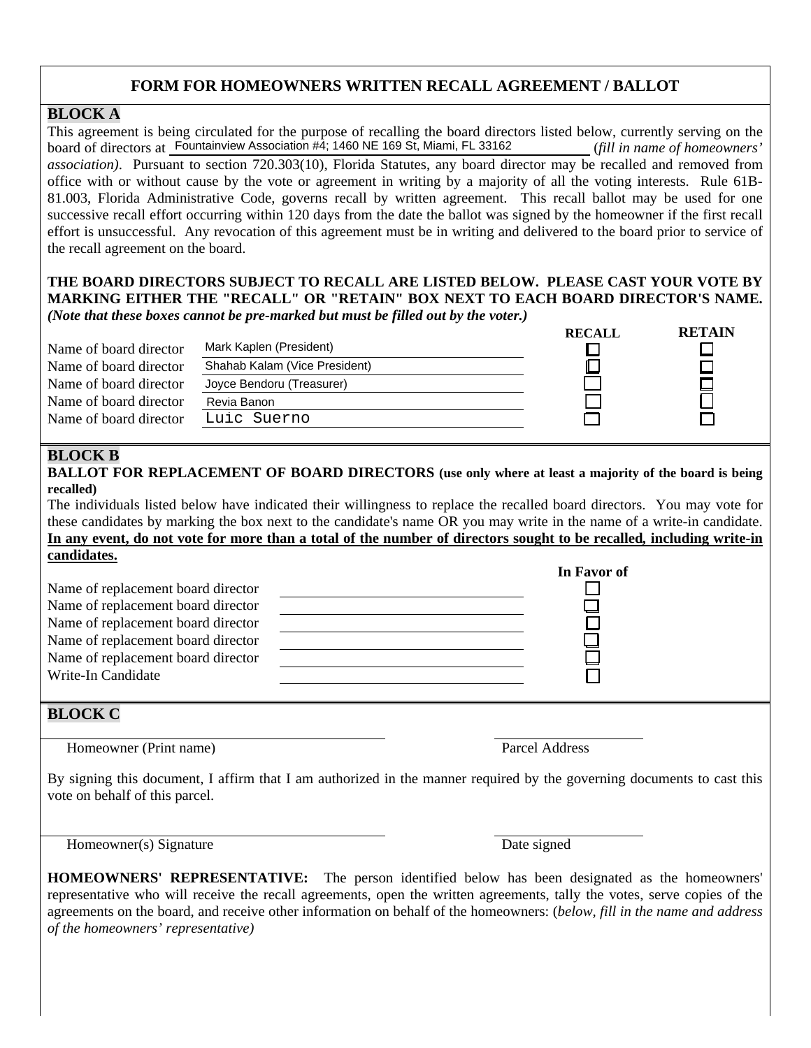# FORM FOR HOMEOWNERS WRITTEN RECALL AGREEMENT / BALLOT

## BLOCK A

This agreement is being circulated for the purpose of recalling the board directors listed below, currently serving on the board of directors at Fountainview Association #4; 1460 NE 169 St, Miami, FL 33162 (*fill in name of homeowners' association)*. Pursuant to section 720.303(10), Florida Statutes, any board director may be recalled and removed from office with or without cause by the vote or agreement in writing by a majority of all the voting interests. Rule 61B-81.003, Florida Administrative Code, governs recall by written agreement. This recall ballot may be used for one successive recall effort occurring within 120 days from the date the ballot was signed by the homeowner if the first recall effort is unsuccessful. Any revocation of this agreement must be in writing and delivered to the board prior to service of the recall agreement on the board.

**THE BOARD DIRECTORS SUBJECT TO RECALL ARE LISTED BELOW. PLEASE CAST YOUR VOTE BY MARKING EITHER THE "RECALL" OR "RETAIN" BOX NEXT TO EACH BOARD DIRECTOR'S NAME.** ***(Note that these boxes cannot be pre-marked but must be filled out by the voter.)***

| | | RECALL | RETAIN |
|---|---|---|---|
| Name of board director | Mark Kaplen (President) | ☐ | ☐ |
| Name of board director | Shahab Kalam (Vice President) | ☐ | ☐ |
| Name of board director | Joyce Bendoru (Treasurer) | ☐ | ☐ |
| Name of board director | Revia Banon | ☐ | ☐ |
| Name of board director | Luic Suerno | ☐ | ☐ |

## BLOCK B

**BALLOT FOR REPLACEMENT OF BOARD DIRECTORS (use only where at least a majority of the board is being recalled)**

The individuals listed below have indicated their willingness to replace the recalled board directors. You may vote for these candidates by marking the box next to the candidate's name OR you may write in the name of a write-in candidate. **<u>In any event, do not vote for more than a total of the number of directors sought to be recalled, including write-in candidates.</u>**

| | | In Favor of |
|---|---|---|
| Name of replacement board director | ____________________ | ☐ |
| Name of replacement board director | ____________________ | ☐ |
| Name of replacement board director | ____________________ | ☐ |
| Name of replacement board director | ____________________ | ☐ |
| Name of replacement board director | ____________________ | ☐ |
| Write-In Candidate | ____________________ | ☐ |

## BLOCK C

____________________________________ Homeowner (Print name)

____________________ Parcel Address

By signing this document, I affirm that I am authorized in the manner required by the governing documents to cast this vote on behalf of this parcel.

____________________________________ Homeowner(s) Signature

____________________ Date signed

**HOMEOWNERS' REPRESENTATIVE:** The person identified below has been designated as the homeowners' representative who will receive the recall agreements, open the written agreements, tally the votes, serve copies of the agreements on the board, and receive other information on behalf of the homeowners: (*below, fill in the name and address of the homeowners' representative)*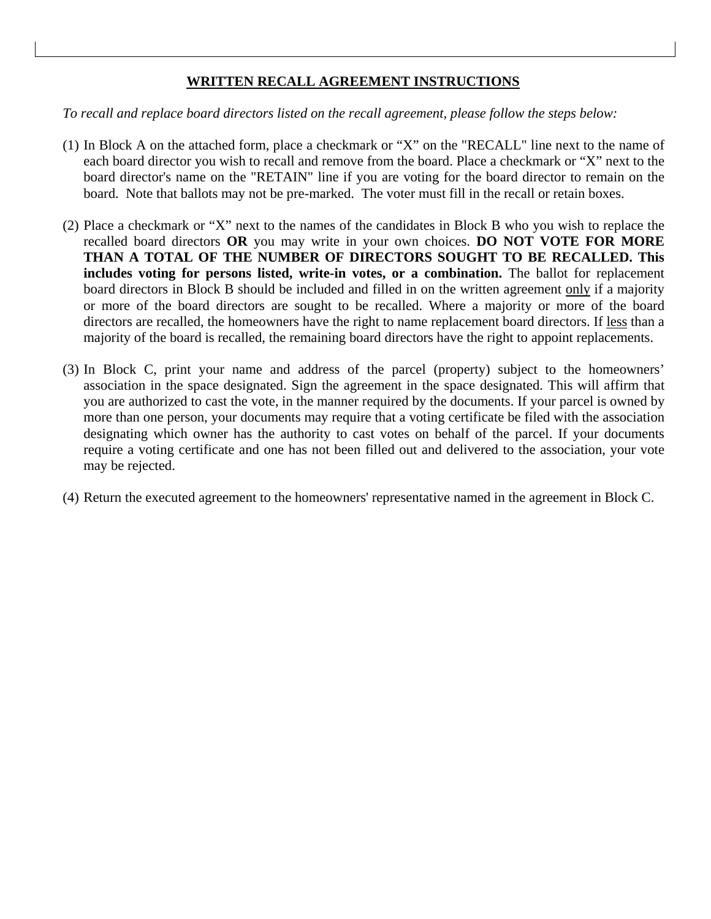## <u>WRITTEN RECALL AGREEMENT INSTRUCTIONS</u>

*To recall and replace board directors listed on the recall agreement, please follow the steps below:*

(1) In Block A on the attached form, place a checkmark or "X" on the "RECALL" line next to the name of each board director you wish to recall and remove from the board. Place a checkmark or "X" next to the board director's name on the "RETAIN" line if you are voting for the board director to remain on the board. Note that ballots may not be pre-marked. The voter must fill in the recall or retain boxes.

(2) Place a checkmark or "X" next to the names of the candidates in Block B who you wish to replace the recalled board directors **OR** you may write in your own choices. **DO NOT VOTE FOR MORE THAN A TOTAL OF THE NUMBER OF DIRECTORS SOUGHT TO BE RECALLED. This includes voting for persons listed, write-in votes, or a combination.** The ballot for replacement board directors in Block B should be included and filled in on the written agreement <u>only</u> if a majority or more of the board directors are sought to be recalled. Where a majority or more of the board directors are recalled, the homeowners have the right to name replacement board directors. If <u>less</u> than a majority of the board is recalled, the remaining board directors have the right to appoint replacements.

(3) In Block C, print your name and address of the parcel (property) subject to the homeowners' association in the space designated. Sign the agreement in the space designated. This will affirm that you are authorized to cast the vote, in the manner required by the documents. If your parcel is owned by more than one person, your documents may require that a voting certificate be filed with the association designating which owner has the authority to cast votes on behalf of the parcel. If your documents require a voting certificate and one has not been filled out and delivered to the association, your vote may be rejected.

(4) Return the executed agreement to the homeowners' representative named in the agreement in Block C.